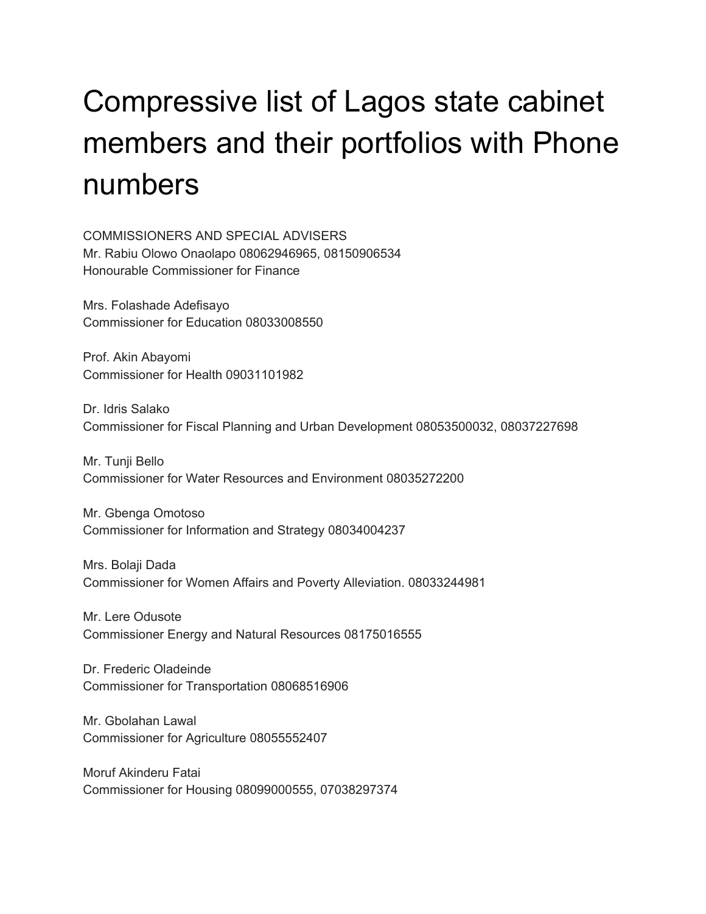# Compressive list of Lagos state cabinet members and their portfolios with Phone numbers

COMMISSIONERS AND SPECIAL ADVISERS
Mr. Rabiu Olowo Onaolapo 08062946965, 08150906534
Honourable Commissioner for Finance

Mrs. Folashade Adefisayo
Commissioner for Education 08033008550

Prof. Akin Abayomi
Commissioner for Health 09031101982

Dr. Idris Salako
Commissioner for Fiscal Planning and Urban Development 08053500032, 08037227698

Mr. Tunji Bello
Commissioner for Water Resources and Environment 08035272200

Mr. Gbenga Omotoso
Commissioner for Information and Strategy 08034004237

Mrs. Bolaji Dada
Commissioner for Women Affairs and Poverty Alleviation. 08033244981

Mr. Lere Odusote
Commissioner Energy and Natural Resources 08175016555

Dr. Frederic Oladeinde
Commissioner for Transportation 08068516906

Mr. Gbolahan Lawal
Commissioner for Agriculture 08055552407

Moruf Akinderu Fatai
Commissioner for Housing 08099000555, 07038297374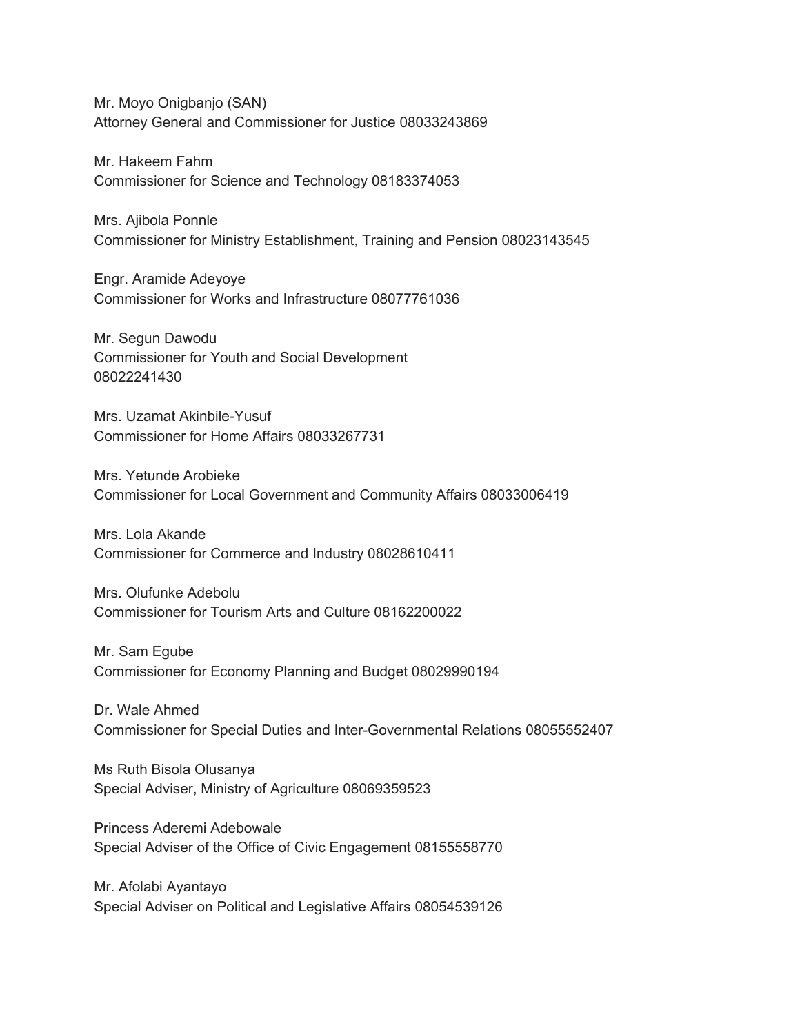Mr. Moyo Onigbanjo (SAN)
Attorney General and Commissioner for Justice 08033243869

Mr. Hakeem Fahm
Commissioner for Science and Technology 08183374053

Mrs. Ajibola Ponnle
Commissioner for Ministry Establishment, Training and Pension 08023143545

Engr. Aramide Adeyoye
Commissioner for Works and Infrastructure 08077761036

Mr. Segun Dawodu
Commissioner for Youth and Social Development
08022241430

Mrs. Uzamat Akinbile-Yusuf
Commissioner for Home Affairs 08033267731

Mrs. Yetunde Arobieke
Commissioner for Local Government and Community Affairs 08033006419

Mrs. Lola Akande
Commissioner for Commerce and Industry 08028610411

Mrs. Olufunke Adebolu
Commissioner for Tourism Arts and Culture 08162200022

Mr. Sam Egube
Commissioner for Economy Planning and Budget 08029990194

Dr. Wale Ahmed
Commissioner for Special Duties and Inter-Governmental Relations 08055552407

Ms Ruth Bisola Olusanya
Special Adviser, Ministry of Agriculture 08069359523

Princess Aderemi Adebowale
Special Adviser of the Office of Civic Engagement 08155558770

Mr. Afolabi Ayantayo
Special Adviser on Political and Legislative Affairs 08054539126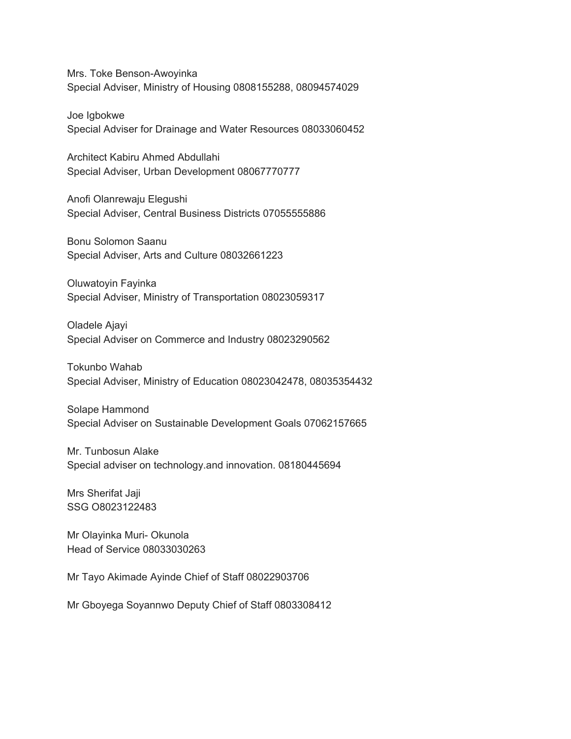Mrs. Toke Benson-Awoyinka
Special Adviser, Ministry of Housing 0808155288, 08094574029

Joe Igbokwe
Special Adviser for Drainage and Water Resources 08033060452

Architect Kabiru Ahmed Abdullahi
Special Adviser, Urban Development 08067770777

Anofi Olanrewaju Elegushi
Special Adviser, Central Business Districts 07055555886

Bonu Solomon Saanu
Special Adviser, Arts and Culture 08032661223

Oluwatoyin Fayinka
Special Adviser, Ministry of Transportation 08023059317

Oladele Ajayi
Special Adviser on Commerce and Industry 08023290562

Tokunbo Wahab
Special Adviser, Ministry of Education 08023042478, 08035354432

Solape Hammond
Special Adviser on Sustainable Development Goals 07062157665

Mr. Tunbosun Alake
Special adviser on technology.and innovation. 08180445694

Mrs Sherifat Jaji
SSG O8023122483

Mr Olayinka Muri- Okunola
Head of Service 08033030263

Mr Tayo Akimade Ayinde Chief of Staff 08022903706

Mr Gboyega Soyannwo Deputy Chief of Staff 0803308412